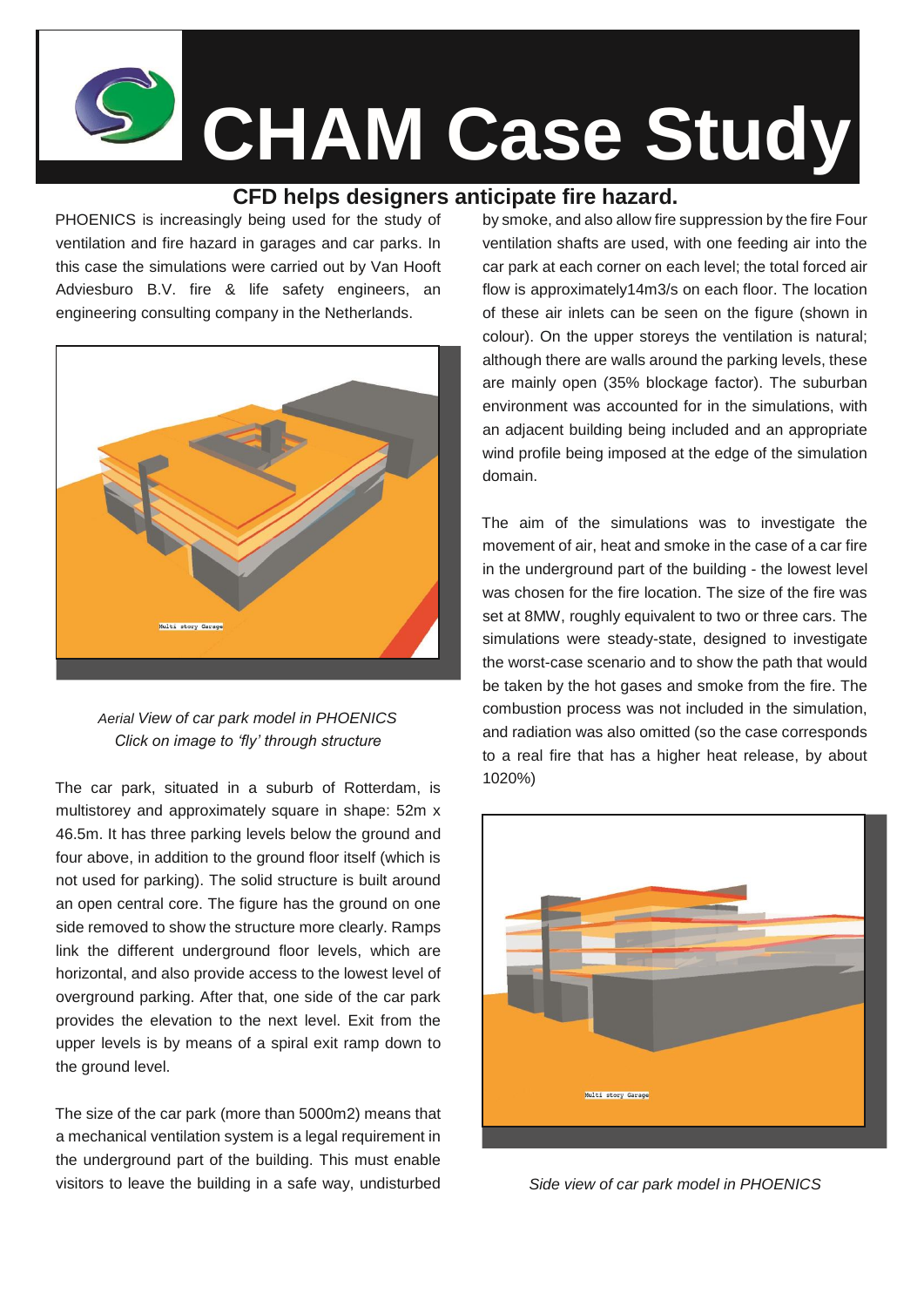# CHAM Case Study

## CFD helps designers anticipate fire hazard.

PHOENICS is increasingly being used for the study of ventilation and fire hazard in garages and car parks. In this case the simulations were carried out by Van Hooft Adviesburo B.V. fire & life safety engineers, an engineering consulting company in the Netherlands.

*Aerial View of car park model in PHOENICS*
*Click on image to 'fly' through structure*

The car park, situated in a suburb of Rotterdam, is multistorey and approximately square in shape: 52m x 46.5m. It has three parking levels below the ground and four above, in addition to the ground floor itself (which is not used for parking). The solid structure is built around an open central core. The figure has the ground on one side removed to show the structure more clearly. Ramps link the different underground floor levels, which are horizontal, and also provide access to the lowest level of overground parking. After that, one side of the car park provides the elevation to the next level. Exit from the upper levels is by means of a spiral exit ramp down to the ground level.

The size of the car park (more than 5000m2) means that a mechanical ventilation system is a legal requirement in the underground part of the building. This must enable visitors to leave the building in a safe way, undisturbed by smoke, and also allow fire suppression by the fire Four ventilation shafts are used, with one feeding air into the car park at each corner on each level; the total forced air flow is approximately14m3/s on each floor. The location of these air inlets can be seen on the figure (shown in colour). On the upper storeys the ventilation is natural; although there are walls around the parking levels, these are mainly open (35% blockage factor). The suburban environment was accounted for in the simulations, with an adjacent building being included and an appropriate wind profile being imposed at the edge of the simulation domain.

The aim of the simulations was to investigate the movement of air, heat and smoke in the case of a car fire in the underground part of the building - the lowest level was chosen for the fire location. The size of the fire was set at 8MW, roughly equivalent to two or three cars. The simulations were steady-state, designed to investigate the worst-case scenario and to show the path that would be taken by the hot gases and smoke from the fire. The combustion process was not included in the simulation, and radiation was also omitted (so the case corresponds to a real fire that has a higher heat release, by about 1020%)

*Side view of car park model in PHOENICS*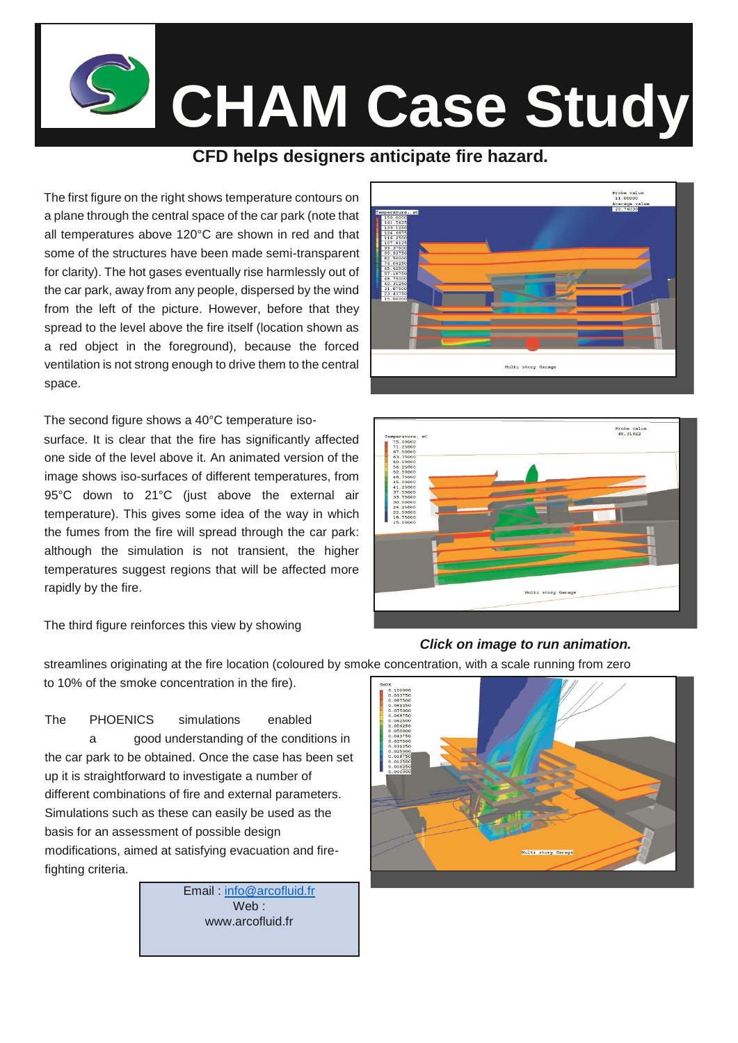# CHAM Case Study

## CFD helps designers anticipate fire hazard.

The first figure on the right shows temperature contours on a plane through the central space of the car park (note that all temperatures above 120°C are shown in red and that some of the structures have been made semi-transparent for clarity). The hot gases eventually rise harmlessly out of the car park, away from any people, dispersed by the wind from the left of the picture. However, before that they spread to the level above the fire itself (location shown as a red object in the foreground), because the forced ventilation is not strong enough to drive them to the central space.

The second figure shows a 40°C temperature iso-surface. It is clear that the fire has significantly affected one side of the level above it. An animated version of the image shows iso-surfaces of different temperatures, from 95°C down to 21°C (just above the external air temperature). This gives some idea of the way in which the fumes from the fire will spread through the car park: although the simulation is not transient, the higher temperatures suggest regions that will be affected more rapidly by the fire.

The third figure reinforces this view by showing streamlines originating at the fire location (coloured by smoke concentration, with a scale running from zero to 10% of the smoke concentration in the fire).

***Click on image to run animation.***

The PHOENICS simulations enabled a good understanding of the conditions in the car park to be obtained. Once the case has been set up it is straightforward to investigate a number of different combinations of fire and external parameters. Simulations such as these can easily be used as the basis for an assessment of possible design modifications, aimed at satisfying evacuation and fire-fighting criteria.

Email : info@arcofluid.fr
Web : www.arcofluid.fr